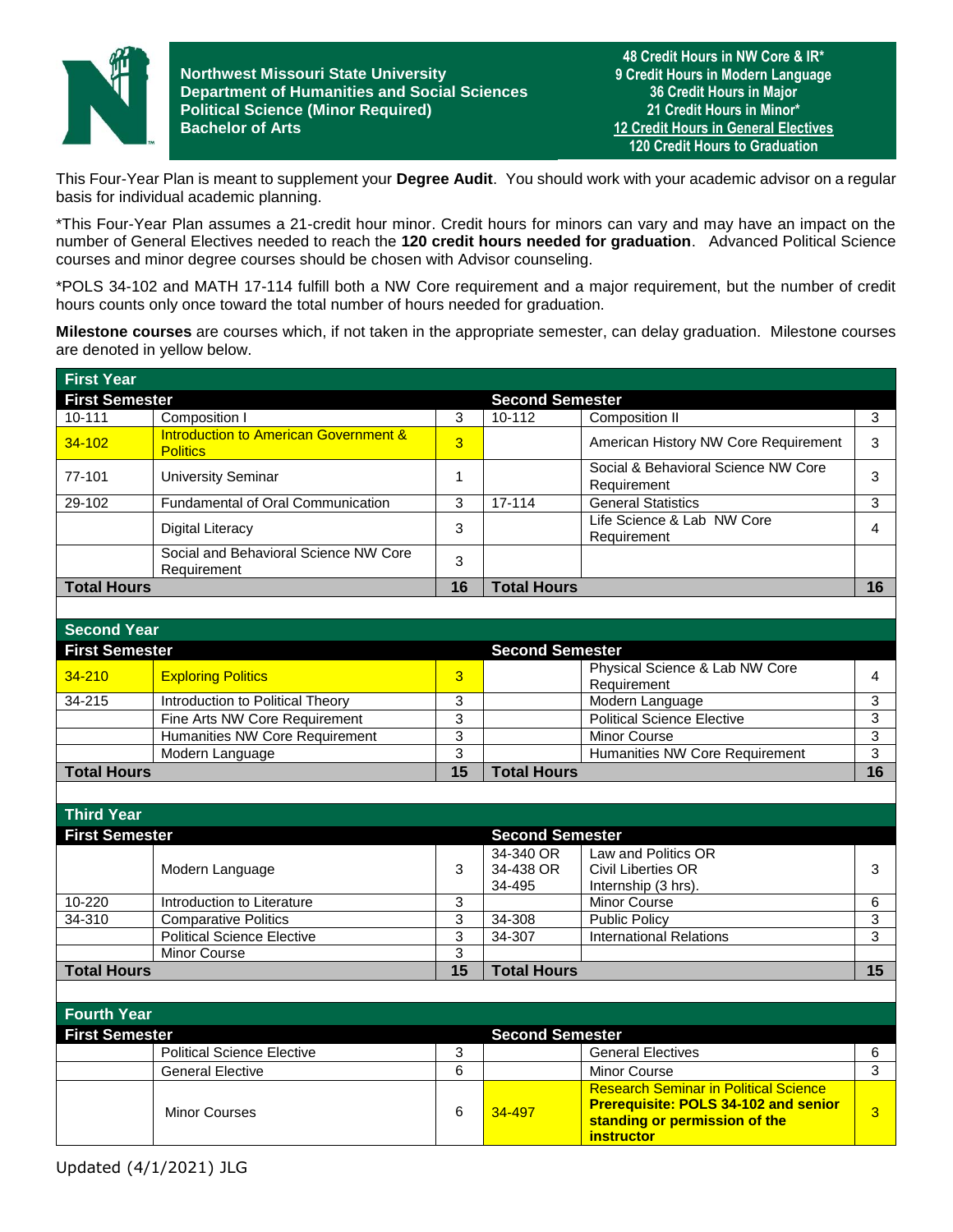**Northwest Missouri State University**
**Department of Humanities and Social Sciences**
**Political Science (Minor Required)**
**Bachelor of Arts**

**48 Credit Hours in NW Core & IR***
**9 Credit Hours in Modern Language**
**36 Credit Hours in Major**
**21 Credit Hours in Minor***
**12 Credit Hours in General Electives**
**120 Credit Hours to Graduation**

This Four-Year Plan is meant to supplement your **Degree Audit**. You should work with your academic advisor on a regular basis for individual academic planning.

*This Four-Year Plan assumes a 21-credit hour minor. Credit hours for minors can vary and may have an impact on the number of General Electives needed to reach the **120 credit hours needed for graduation**. Advanced Political Science courses and minor degree courses should be chosen with Advisor counseling.

*POLS 34-102 and MATH 17-114 fulfill both a NW Core requirement and a major requirement, but the number of credit hours counts only once toward the total number of hours needed for graduation.

**Milestone courses** are courses which, if not taken in the appropriate semester, can delay graduation. Milestone courses are denoted in yellow below.

## First Year

| First Semester | | | Second Semester | | |
|---|---|---|---|---|---|
| 10-111 | Composition I | 3 | 10-112 | Composition II | 3 |
| 34-102 | Introduction to American Government & Politics | 3 | | American History NW Core Requirement | 3 |
| 77-101 | University Seminar | 1 | | Social & Behavioral Science NW Core Requirement | 3 |
| 29-102 | Fundamental of Oral Communication | 3 | 17-114 | General Statistics | 3 |
| | Digital Literacy | 3 | | Life Science & Lab NW Core Requirement | 4 |
| | Social and Behavioral Science NW Core Requirement | 3 | | | |
| **Total Hours** | | **16** | **Total Hours** | | **16** |

## Second Year

| First Semester | | | Second Semester | | |
|---|---|---|---|---|---|
| 34-210 | Exploring Politics | 3 | | Physical Science & Lab NW Core Requirement | 4 |
| 34-215 | Introduction to Political Theory | 3 | | Modern Language | 3 |
| | Fine Arts NW Core Requirement | 3 | | Political Science Elective | 3 |
| | Humanities NW Core Requirement | 3 | | Minor Course | 3 |
| | Modern Language | 3 | | Humanities NW Core Requirement | 3 |
| **Total Hours** | | **15** | **Total Hours** | | **16** |

## Third Year

| First Semester | | | Second Semester | | |
|---|---|---|---|---|---|
| | Modern Language | 3 | 34-340 OR 34-438 OR 34-495 | Law and Politics OR Civil Liberties OR Internship (3 hrs). | 3 |
| 10-220 | Introduction to Literature | 3 | | Minor Course | 6 |
| 34-310 | Comparative Politics | 3 | 34-308 | Public Policy | 3 |
| | Political Science Elective | 3 | 34-307 | International Relations | 3 |
| | Minor Course | 3 | | | |
| **Total Hours** | | **15** | **Total Hours** | | **15** |

## Fourth Year

| First Semester | | | Second Semester | | |
|---|---|---|---|---|---|
| | Political Science Elective | 3 | | General Electives | 6 |
| | General Elective | 6 | | Minor Course | 3 |
| | Minor Courses | 6 | 34-497 | Research Seminar in Political Science **Prerequisite: POLS 34-102 and senior standing or permission of the instructor** | 3 |

Updated (4/1/2021) JLG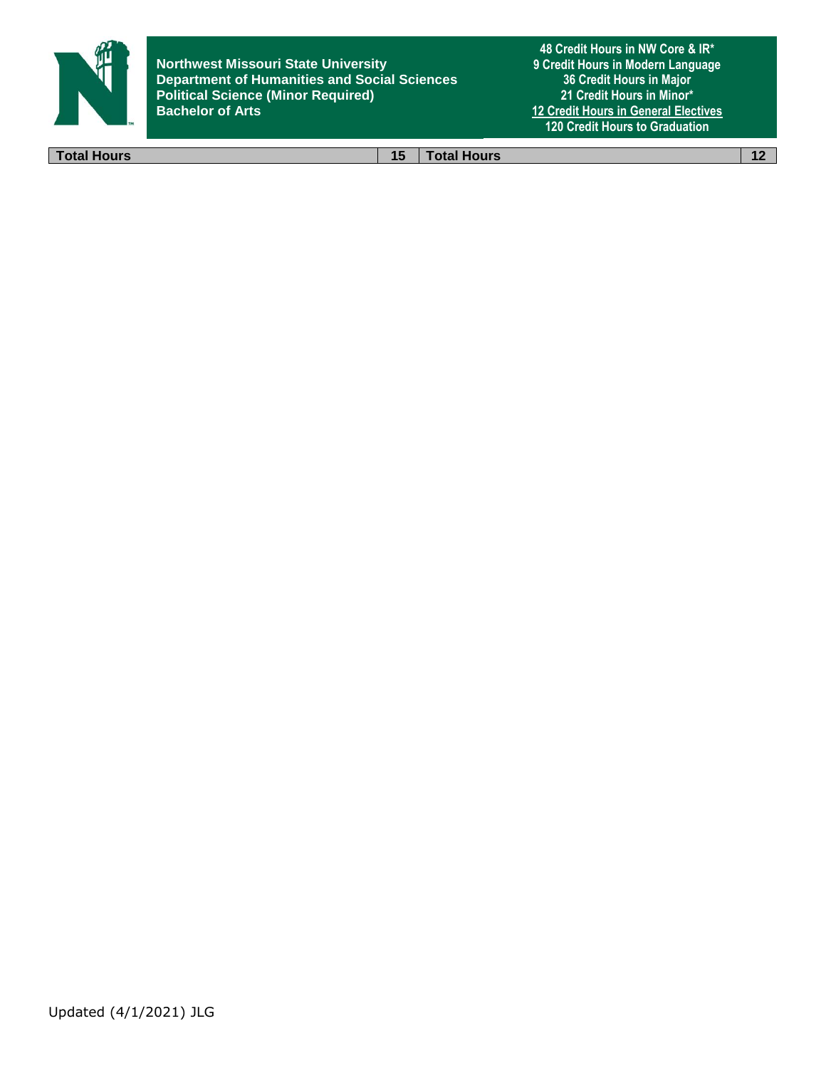**Northwest Missouri State University**
**Department of Humanities and Social Sciences**
**Political Science (Minor Required)**
**Bachelor of Arts**

**48 Credit Hours in NW Core & IR***
**9 Credit Hours in Modern Language**
**36 Credit Hours in Major**
**21 Credit Hours in Minor***
**12 Credit Hours in General Electives**
**120 Credit Hours to Graduation**

| | | | |
|---|---|---|---|
| **Total Hours** | **15** | **Total Hours** | **12** |

Updated (4/1/2021) JLG